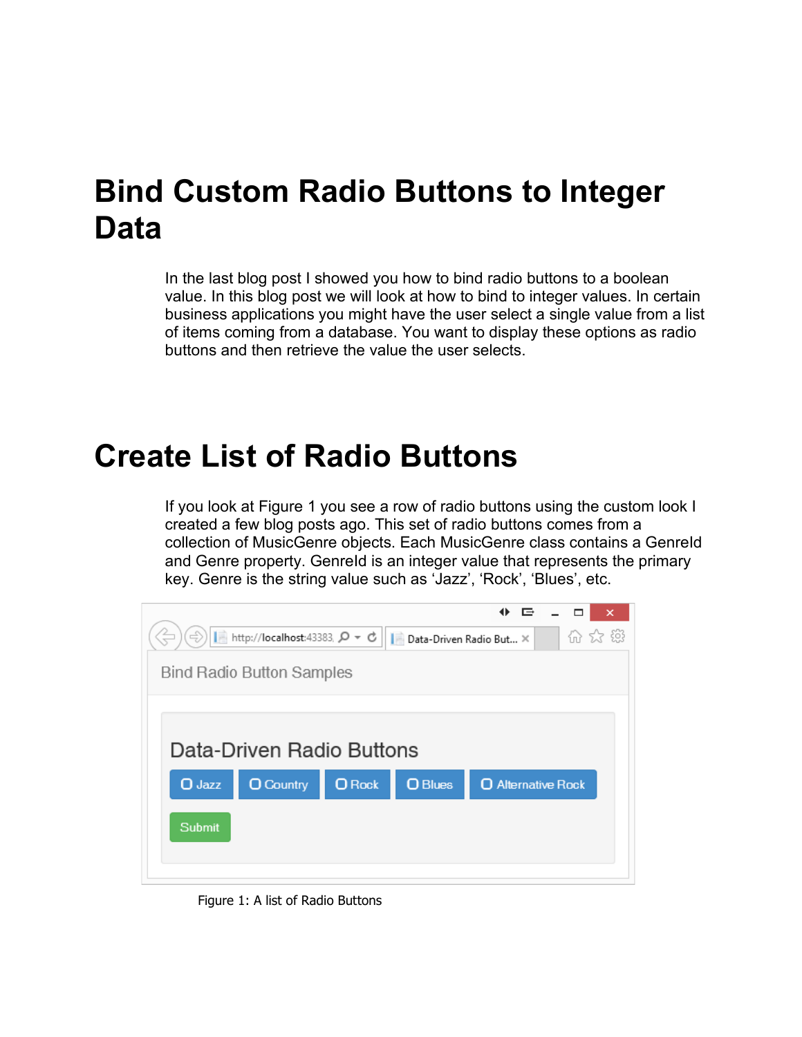# Bind Custom Radio Buttons to Integer Data

In the last blog post I showed you how to bind radio buttons to a boolean value. In this blog post we will look at how to bind to integer values. In certain business applications you might have the user select a single value from a list of items coming from a database. You want to display these options as radio buttons and then retrieve the value the user selects.

# Create List of Radio Buttons

If you look at Figure 1 you see a row of radio buttons using the custom look I created a few blog posts ago. This set of radio buttons comes from a collection of MusicGenre objects. Each MusicGenre class contains a GenreId and Genre property. GenreId is an integer value that represents the primary key. Genre is the string value such as 'Jazz', 'Rock', 'Blues', etc.

Figure 1: A list of Radio Buttons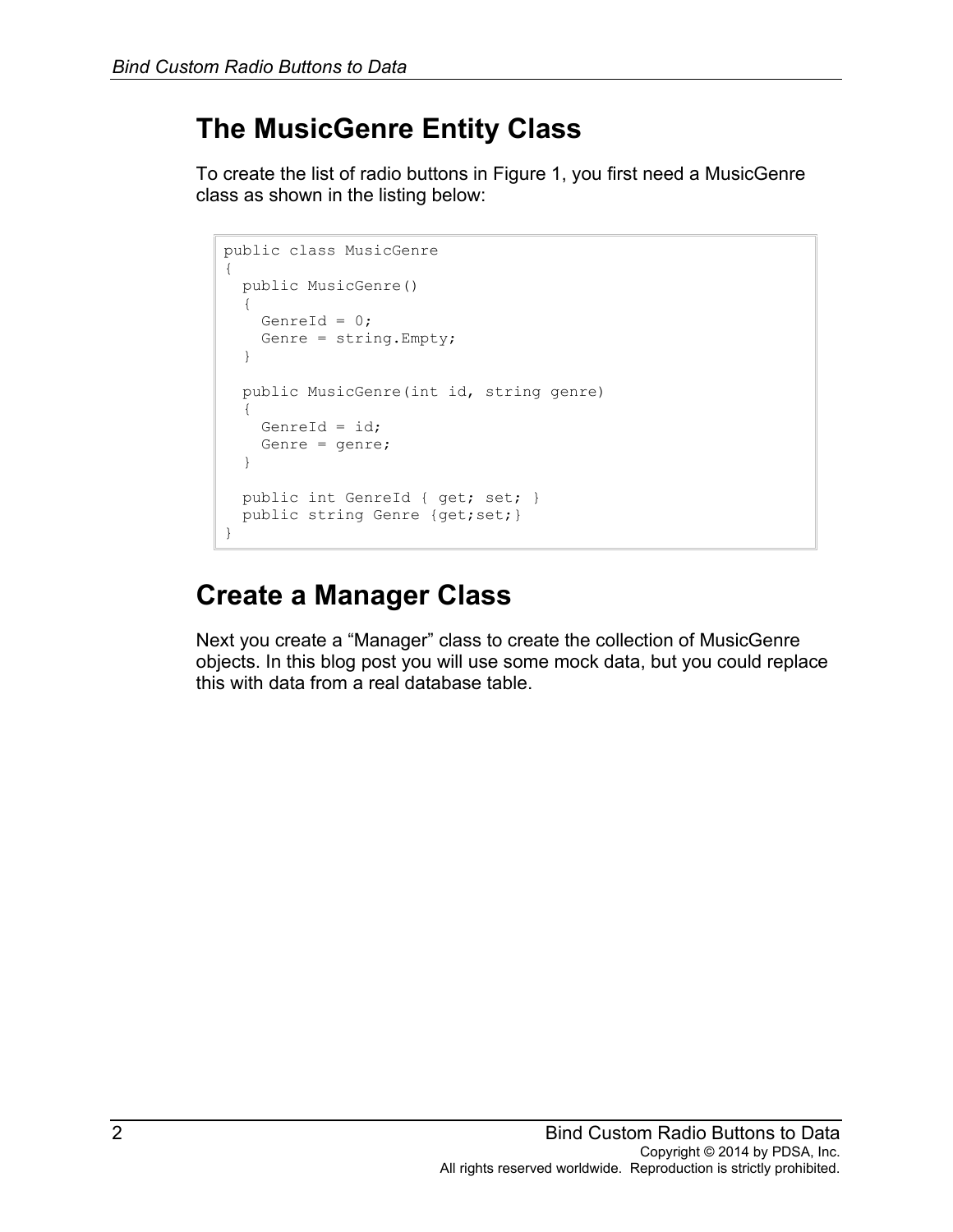## The MusicGenre Entity Class

To create the list of radio buttons in Figure 1, you first need a MusicGenre class as shown in the listing below:

```
public class MusicGenre
{
  public MusicGenre()
  {
    GenreId = 0;
    Genre = string.Empty;
  }

  public MusicGenre(int id, string genre)
  {
    GenreId = id;
    Genre = genre;
  }

  public int GenreId { get; set; }
  public string Genre {get;set;}
}
```

## Create a Manager Class

Next you create a “Manager” class to create the collection of MusicGenre objects. In this blog post you will use some mock data, but you could replace this with data from a real database table.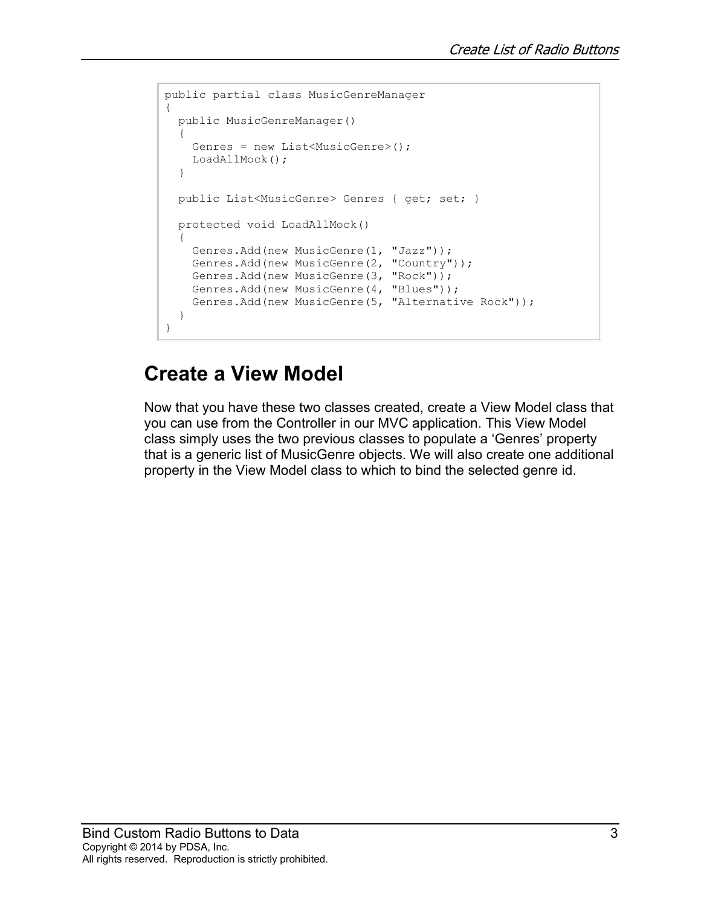```
public partial class MusicGenreManager
{
  public MusicGenreManager()
  {
    Genres = new List<MusicGenre>();
    LoadAllMock();
  }

  public List<MusicGenre> Genres { get; set; }

  protected void LoadAllMock()
  {
    Genres.Add(new MusicGenre(1, "Jazz"));
    Genres.Add(new MusicGenre(2, "Country"));
    Genres.Add(new MusicGenre(3, "Rock"));
    Genres.Add(new MusicGenre(4, "Blues"));
    Genres.Add(new MusicGenre(5, "Alternative Rock"));
  }
}
```

## Create a View Model

Now that you have these two classes created, create a View Model class that you can use from the Controller in our MVC application. This View Model class simply uses the two previous classes to populate a 'Genres' property that is a generic list of MusicGenre objects. We will also create one additional property in the View Model class to which to bind the selected genre id.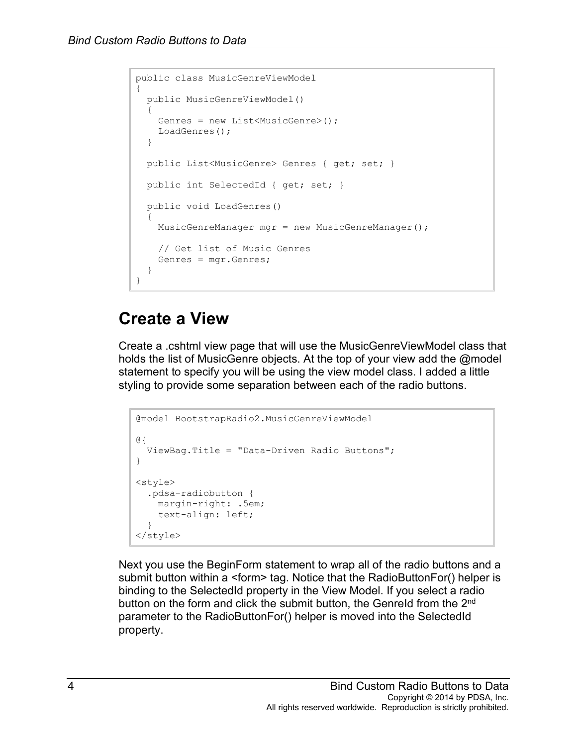```
public class MusicGenreViewModel
{
  public MusicGenreViewModel()
  {
    Genres = new List<MusicGenre>();
    LoadGenres();
  }

  public List<MusicGenre> Genres { get; set; }

  public int SelectedId { get; set; }

  public void LoadGenres()
  {
    MusicGenreManager mgr = new MusicGenreManager();

    // Get list of Music Genres
    Genres = mgr.Genres;
  }
}
```

## Create a View

Create a .cshtml view page that will use the MusicGenreViewModel class that holds the list of MusicGenre objects. At the top of your view add the @model statement to specify you will be using the view model class. I added a little styling to provide some separation between each of the radio buttons.

```
@model BootstrapRadio2.MusicGenreViewModel

@{
  ViewBag.Title = "Data-Driven Radio Buttons";
}

<style>
  .pdsa-radiobutton {
    margin-right: .5em;
    text-align: left;
  }
</style>
```

Next you use the BeginForm statement to wrap all of the radio buttons and a submit button within a <form> tag. Notice that the RadioButtonFor() helper is binding to the SelectedId property in the View Model. If you select a radio button on the form and click the submit button, the GenreId from the 2nd parameter to the RadioButtonFor() helper is moved into the SelectedId property.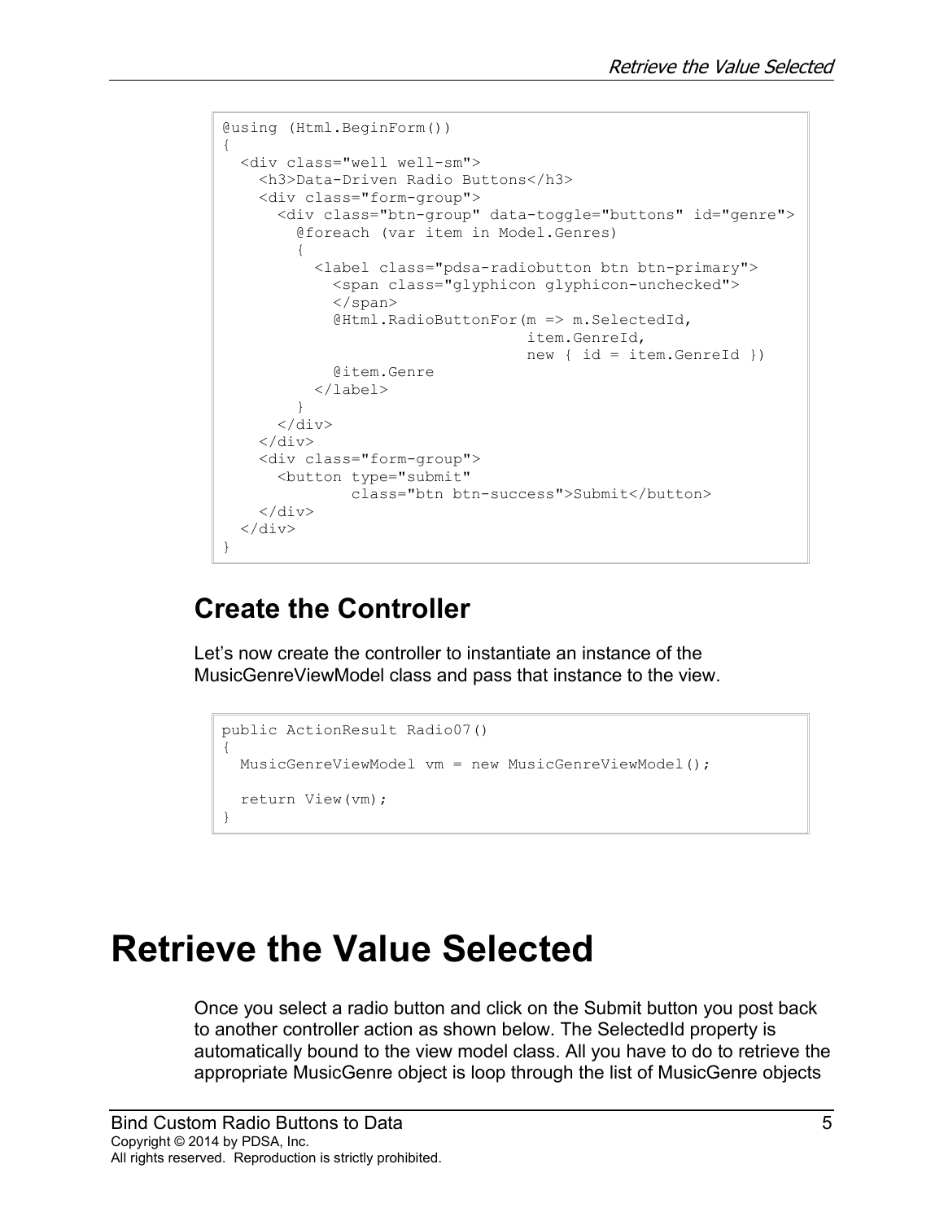```
@using (Html.BeginForm())
{
  <div class="well well-sm">
    <h3>Data-Driven Radio Buttons</h3>
    <div class="form-group">
      <div class="btn-group" data-toggle="buttons" id="genre">
        @foreach (var item in Model.Genres)
        {
          <label class="pdsa-radiobutton btn btn-primary">
            <span class="glyphicon glyphicon-unchecked">
            </span>
            @Html.RadioButtonFor(m => m.SelectedId,
                                 item.GenreId,
                                 new { id = item.GenreId })
            @item.Genre
          </label>
        }
      </div>
    </div>
    <div class="form-group">
      <button type="submit"
              class="btn btn-success">Submit</button>
    </div>
  </div>
}
```

## Create the Controller

Let's now create the controller to instantiate an instance of the MusicGenreViewModel class and pass that instance to the view.

```
public ActionResult Radio07()
{
  MusicGenreViewModel vm = new MusicGenreViewModel();

  return View(vm);
}
```

# Retrieve the Value Selected

Once you select a radio button and click on the Submit button you post back to another controller action as shown below. The SelectedId property is automatically bound to the view model class. All you have to do to retrieve the appropriate MusicGenre object is loop through the list of MusicGenre objects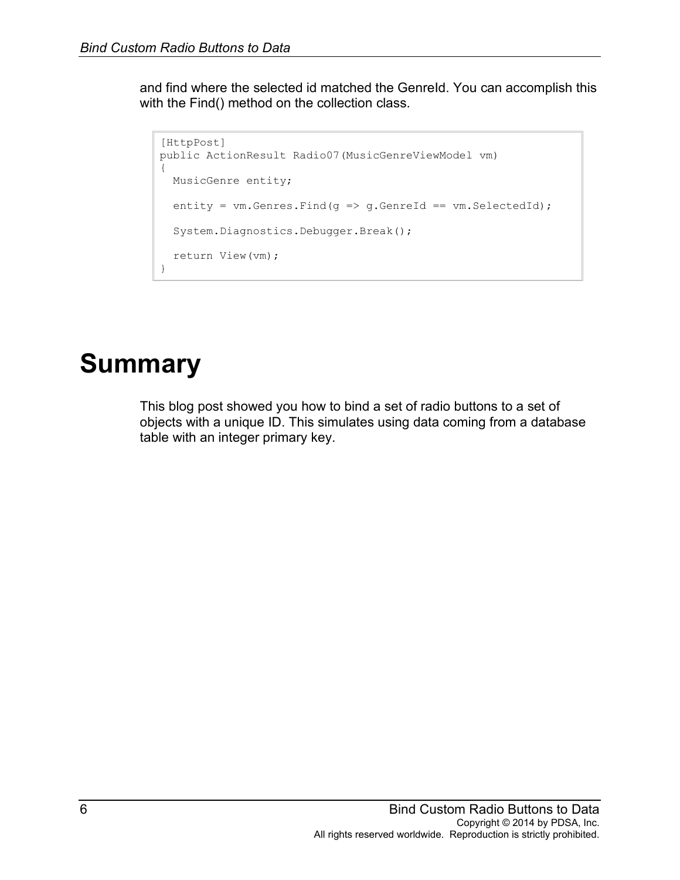and find where the selected id matched the GenreId. You can accomplish this with the Find() method on the collection class.

```
[HttpPost]
public ActionResult Radio07(MusicGenreViewModel vm)
{
  MusicGenre entity;

  entity = vm.Genres.Find(g => g.GenreId == vm.SelectedId);

  System.Diagnostics.Debugger.Break();

  return View(vm);
}
```

# Summary

This blog post showed you how to bind a set of radio buttons to a set of objects with a unique ID. This simulates using data coming from a database table with an integer primary key.